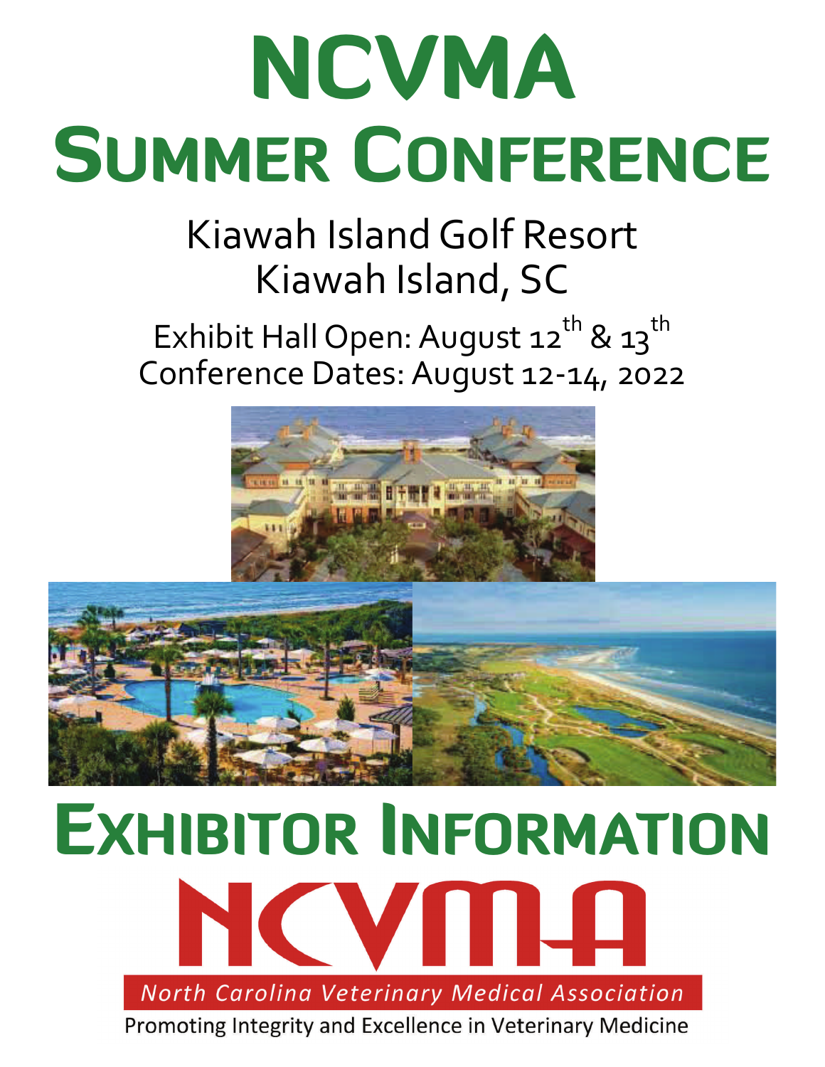# NCVMA Summer Conference

Kiawah Island Golf Resort
Kiawah Island, SC

Exhibit Hall Open: August 12th & 13th
Conference Dates: August 12-14, 2022

# Exhibitor Information

NCVMA

North Carolina Veterinary Medical Association

Promoting Integrity and Excellence in Veterinary Medicine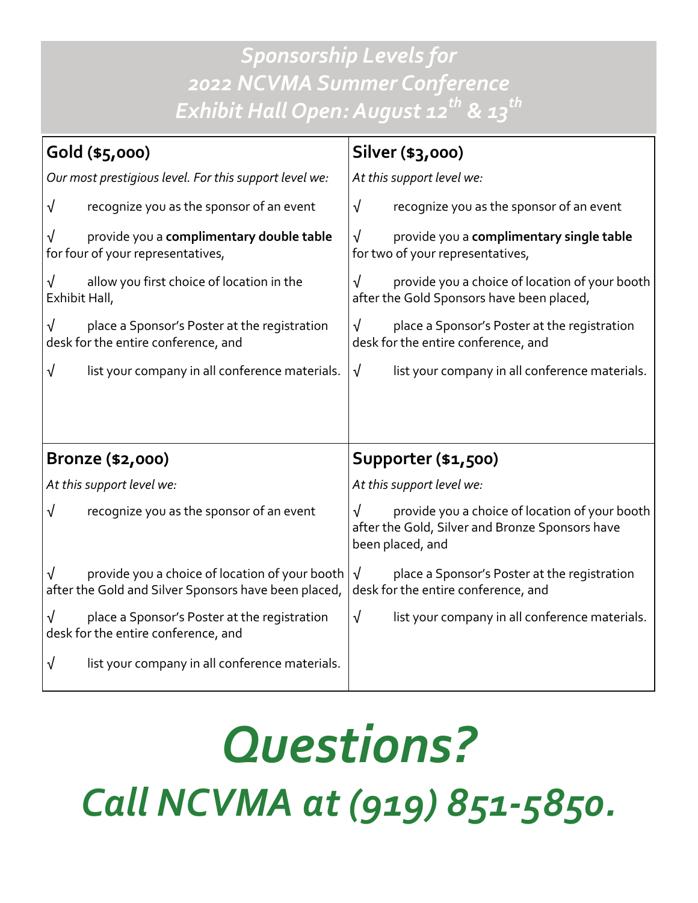# *Sponsorship Levels for 2022 NCVMA Summer Conference Exhibit Hall Open: August 12th & 13th*

## Gold ($5,000)

*Our most prestigious level. For this support level we:*

√ recognize you as the sponsor of an event

√ provide you a **complimentary double table** for four of your representatives,

√ allow you first choice of location in the Exhibit Hall,

√ place a Sponsor's Poster at the registration desk for the entire conference, and

√ list your company in all conference materials.

## Silver ($3,000)

*At this support level we:*

√ recognize you as the sponsor of an event

√ provide you a **complimentary single table** for two of your representatives,

√ provide you a choice of location of your booth after the Gold Sponsors have been placed,

√ place a Sponsor's Poster at the registration desk for the entire conference, and

√ list your company in all conference materials.

## Bronze ($2,000)

*At this support level we:*

√ recognize you as the sponsor of an event

√ provide you a choice of location of your booth after the Gold and Silver Sponsors have been placed,

√ place a Sponsor's Poster at the registration desk for the entire conference, and

√ list your company in all conference materials.

## Supporter ($1,500)

*At this support level we:*

√ provide you a choice of location of your booth after the Gold, Silver and Bronze Sponsors have been placed, and

√ place a Sponsor's Poster at the registration desk for the entire conference, and

√ list your company in all conference materials.

# *Questions?*

# *Call NCVMA at (919) 851-5850.*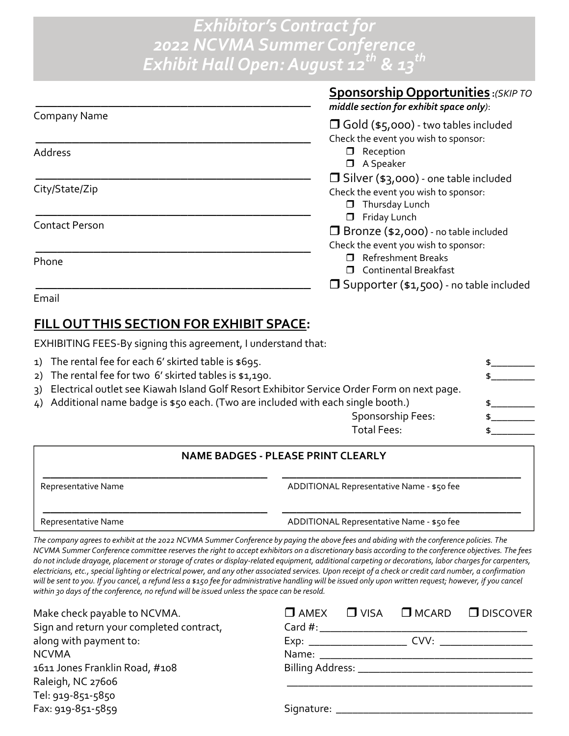# Exhibitor's Contract for 2022 NCVMA Summer Conference Exhibit Hall Open: August 12th & 13th

\_\_\_\_\_\_\_\_\_\_\_\_\_\_\_\_\_\_\_\_\_\_\_\_\_\_\_\_\_\_\_\_\_\_\_\_\_\_\_\_
Company Name

\_\_\_\_\_\_\_\_\_\_\_\_\_\_\_\_\_\_\_\_\_\_\_\_\_\_\_\_\_\_\_\_\_\_\_\_\_\_\_\_
Address

\_\_\_\_\_\_\_\_\_\_\_\_\_\_\_\_\_\_\_\_\_\_\_\_\_\_\_\_\_\_\_\_\_\_\_\_\_\_\_\_
City/State/Zip

\_\_\_\_\_\_\_\_\_\_\_\_\_\_\_\_\_\_\_\_\_\_\_\_\_\_\_\_\_\_\_\_\_\_\_\_\_\_\_\_
Contact Person

\_\_\_\_\_\_\_\_\_\_\_\_\_\_\_\_\_\_\_\_\_\_\_\_\_\_\_\_\_\_\_\_\_\_\_\_\_\_\_\_
Phone

\_\_\_\_\_\_\_\_\_\_\_\_\_\_\_\_\_\_\_\_\_\_\_\_\_\_\_\_\_\_\_\_\_\_\_\_\_\_\_\_
Email

**Sponsorship Opportunities**: *(SKIP TO middle section for exhibit space only)*:

- ☐ Gold ($5,000) - two tables included
  Check the event you wish to sponsor:
  - ☐ Reception
  - ☐ A Speaker
- ☐ Silver ($3,000) - one table included
  Check the event you wish to sponsor:
  - ☐ Thursday Lunch
  - ☐ Friday Lunch
- ☐ Bronze ($2,000) - no table included
  Check the event you wish to sponsor:
  - ☐ Refreshment Breaks
  - ☐ Continental Breakfast
- ☐ Supporter ($1,500) - no table included

## FILL OUT THIS SECTION FOR EXHIBIT SPACE:

EXHIBITING FEES-By signing this agreement, I understand that:

1) The rental fee for each 6' skirted table is $695. $\_\_\_\_\_\_\_\_
2) The rental fee for two 6' skirted tables is $1,190. $\_\_\_\_\_\_\_\_
3) Electrical outlet see Kiawah Island Golf Resort Exhibitor Service Order Form on next page.
4) Additional name badge is $50 each. (Two are included with each single booth.) $\_\_\_\_\_\_\_\_

Sponsorship Fees: $\_\_\_\_\_\_\_\_

Total Fees: $\_\_\_\_\_\_\_\_

**NAME BADGES - PLEASE PRINT CLEARLY**

| | |
|---|---|
| \_\_\_\_\_\_\_\_\_\_\_\_\_\_\_\_\_\_\_\_ Representative Name | \_\_\_\_\_\_\_\_\_\_\_\_\_\_\_\_\_\_\_\_ ADDITIONAL Representative Name - $50 fee |
| \_\_\_\_\_\_\_\_\_\_\_\_\_\_\_\_\_\_\_\_ Representative Name | \_\_\_\_\_\_\_\_\_\_\_\_\_\_\_\_\_\_\_\_ ADDITIONAL Representative Name - $50 fee |

*The company agrees to exhibit at the 2022 NCVMA Summer Conference by paying the above fees and abiding with the conference policies. The NCVMA Summer Conference committee reserves the right to accept exhibitors on a discretionary basis according to the conference objectives. The fees do not include drayage, placement or storage of crates or display-related equipment, additional carpeting or decorations, labor charges for carpenters, electricians, etc., special lighting or electrical power, and any other associated services. Upon receipt of a check or credit card number, a confirmation will be sent to you. If you cancel, a refund less a $150 fee for administrative handling will be issued only upon written request; however, if you cancel within 30 days of the conference, no refund will be issued unless the space can be resold.*

Make check payable to NCVMA.
Sign and return your completed contract, along with payment to:
NCVMA
1611 Jones Franklin Road, #108
Raleigh, NC 27606
Tel: 919-851-5850
Fax: 919-851-5859

☐ AMEX ☐ VISA ☐ MCARD ☐ DISCOVER

Card #: \_\_\_\_\_\_\_\_\_\_\_\_\_\_\_\_\_\_\_\_\_\_\_\_\_\_\_\_\_\_

Exp: \_\_\_\_\_\_\_\_\_\_\_\_\_\_ CVV: \_\_\_\_\_\_\_\_\_\_\_\_\_\_

Name: \_\_\_\_\_\_\_\_\_\_\_\_\_\_\_\_\_\_\_\_\_\_\_\_\_\_\_\_\_\_

Billing Address: \_\_\_\_\_\_\_\_\_\_\_\_\_\_\_\_\_\_\_\_\_\_\_\_\_\_

\_\_\_\_\_\_\_\_\_\_\_\_\_\_\_\_\_\_\_\_\_\_\_\_\_\_\_\_\_\_\_\_\_\_\_\_

Signature: \_\_\_\_\_\_\_\_\_\_\_\_\_\_\_\_\_\_\_\_\_\_\_\_\_\_\_\_\_\_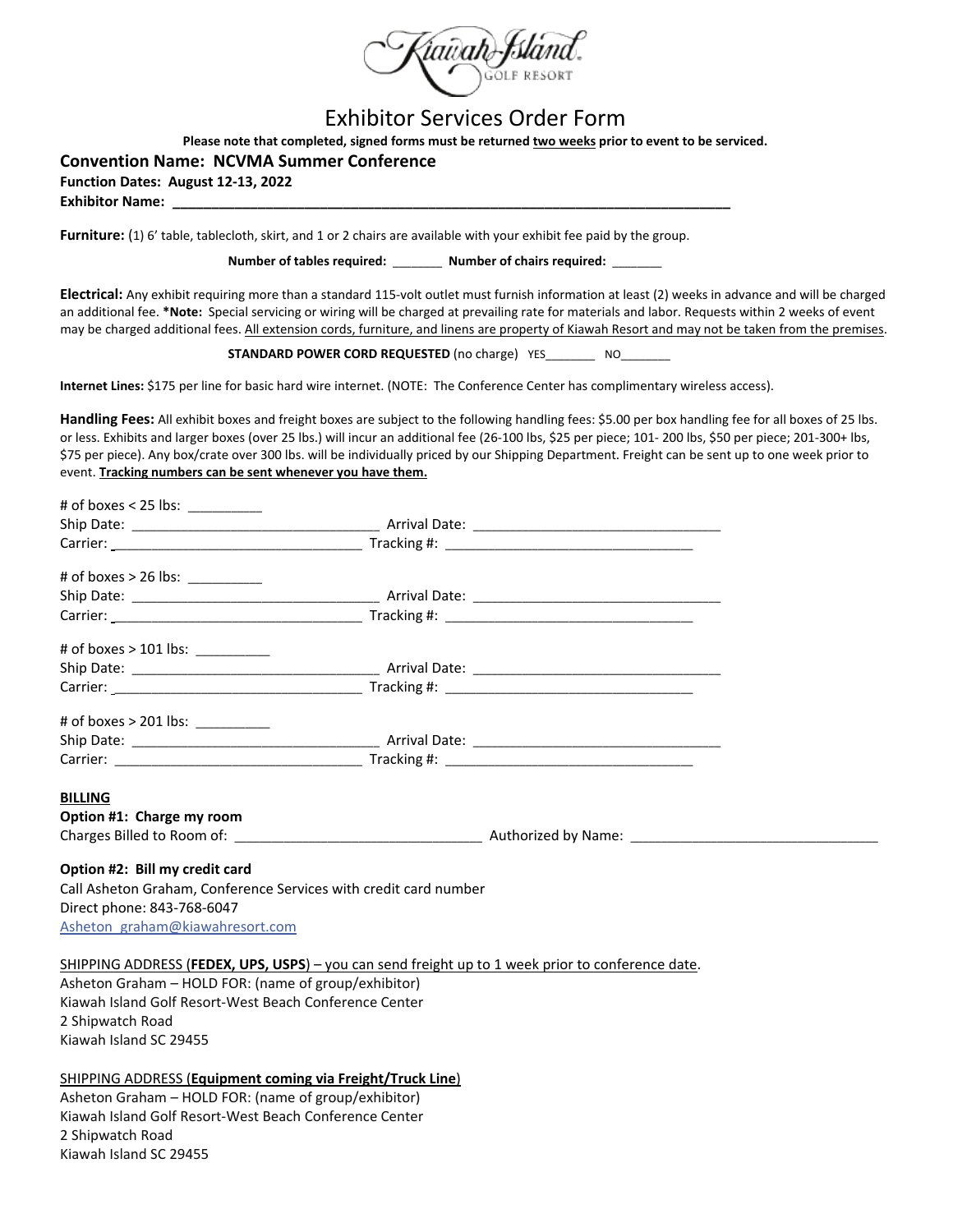# Exhibitor Services Order Form

**Please note that completed, signed forms must be returned <u>two weeks</u> prior to event to be serviced.**

**Convention Name: NCVMA Summer Conference**

**Function Dates: August 12-13, 2022**

**Exhibitor Name: \_\_\_\_\_\_\_\_\_\_\_\_\_\_\_\_\_\_\_\_\_\_\_\_\_\_\_\_\_\_\_\_\_\_\_\_\_\_\_\_\_\_\_\_\_\_\_\_\_\_\_\_\_\_\_\_\_\_\_\_\_\_\_\_\_\_\_\_\_\_\_\_**

**Furniture:** (1) 6' table, tablecloth, skirt, and 1 or 2 chairs are available with your exhibit fee paid by the group.

**Number of tables required:** \_\_\_\_\_\_\_ **Number of chairs required:** \_\_\_\_\_\_\_

**Electrical:** Any exhibit requiring more than a standard 115-volt outlet must furnish information at least (2) weeks in advance and will be charged an additional fee. ***Note:** Special servicing or wiring will be charged at prevailing rate for materials and labor. Requests within 2 weeks of event may be charged additional fees. <u>All extension cords, furniture, and linens are property of Kiawah Resort and may not be taken from the premises</u>.

**STANDARD POWER CORD REQUESTED** (no charge) YES\_\_\_\_\_\_\_ NO\_\_\_\_\_\_\_

**Internet Lines:** $175 per line for basic hard wire internet. (NOTE: The Conference Center has complimentary wireless access).

**Handling Fees:** All exhibit boxes and freight boxes are subject to the following handling fees: $5.00 per box handling fee for all boxes of 25 lbs. or less. Exhibits and larger boxes (over 25 lbs.) will incur an additional fee (26-100 lbs, $25 per piece; 101- 200 lbs, $50 per piece; 201-300+ lbs, $75 per piece). Any box/crate over 300 lbs. will be individually priced by our Shipping Department. Freight can be sent up to one week prior to event. **<u>Tracking numbers can be sent whenever you have them.</u>**

\# of boxes < 25 lbs: \_\_\_\_\_\_\_\_\_\_
Ship Date: \_\_\_\_\_\_\_\_\_\_\_\_\_\_\_\_\_\_\_\_\_\_\_\_\_\_\_\_\_\_\_\_\_ Arrival Date: \_\_\_\_\_\_\_\_\_\_\_\_\_\_\_\_\_\_\_\_\_\_\_\_\_\_\_\_\_\_\_\_\_
Carrier: \_\_\_\_\_\_\_\_\_\_\_\_\_\_\_\_\_\_\_\_\_\_\_\_\_\_\_\_\_\_\_\_\_ Tracking #: \_\_\_\_\_\_\_\_\_\_\_\_\_\_\_\_\_\_\_\_\_\_\_\_\_\_\_\_\_\_\_\_\_

\# of boxes > 26 lbs: \_\_\_\_\_\_\_\_\_\_
Ship Date: \_\_\_\_\_\_\_\_\_\_\_\_\_\_\_\_\_\_\_\_\_\_\_\_\_\_\_\_\_\_\_\_\_ Arrival Date: \_\_\_\_\_\_\_\_\_\_\_\_\_\_\_\_\_\_\_\_\_\_\_\_\_\_\_\_\_\_\_\_\_
Carrier: \_\_\_\_\_\_\_\_\_\_\_\_\_\_\_\_\_\_\_\_\_\_\_\_\_\_\_\_\_\_\_\_\_ Tracking #: \_\_\_\_\_\_\_\_\_\_\_\_\_\_\_\_\_\_\_\_\_\_\_\_\_\_\_\_\_\_\_\_\_

\# of boxes > 101 lbs: \_\_\_\_\_\_\_\_\_\_
Ship Date: \_\_\_\_\_\_\_\_\_\_\_\_\_\_\_\_\_\_\_\_\_\_\_\_\_\_\_\_\_\_\_\_\_ Arrival Date: \_\_\_\_\_\_\_\_\_\_\_\_\_\_\_\_\_\_\_\_\_\_\_\_\_\_\_\_\_\_\_\_\_
Carrier: \_\_\_\_\_\_\_\_\_\_\_\_\_\_\_\_\_\_\_\_\_\_\_\_\_\_\_\_\_\_\_\_\_ Tracking #: \_\_\_\_\_\_\_\_\_\_\_\_\_\_\_\_\_\_\_\_\_\_\_\_\_\_\_\_\_\_\_\_\_

\# of boxes > 201 lbs: \_\_\_\_\_\_\_\_\_\_
Ship Date: \_\_\_\_\_\_\_\_\_\_\_\_\_\_\_\_\_\_\_\_\_\_\_\_\_\_\_\_\_\_\_\_\_ Arrival Date: \_\_\_\_\_\_\_\_\_\_\_\_\_\_\_\_\_\_\_\_\_\_\_\_\_\_\_\_\_\_\_\_\_
Carrier: \_\_\_\_\_\_\_\_\_\_\_\_\_\_\_\_\_\_\_\_\_\_\_\_\_\_\_\_\_\_\_\_\_ Tracking #: \_\_\_\_\_\_\_\_\_\_\_\_\_\_\_\_\_\_\_\_\_\_\_\_\_\_\_\_\_\_\_\_\_

## BILLING

**Option #1: Charge my room**

Charges Billed to Room of: \_\_\_\_\_\_\_\_\_\_\_\_\_\_\_\_\_\_\_\_\_\_\_\_\_\_\_\_\_\_\_\_\_ Authorized by Name: \_\_\_\_\_\_\_\_\_\_\_\_\_\_\_\_\_\_\_\_\_\_\_\_\_\_\_\_\_\_\_\_\_

**Option #2: Bill my credit card**

Call Asheton Graham, Conference Services with credit card number
Direct phone: 843-768-6047
Asheton_graham@kiawahresort.com

<u>SHIPPING ADDRESS (**FEDEX, UPS, USPS**) – you can send freight up to 1 week prior to conference date</u>.
Asheton Graham – HOLD FOR: (name of group/exhibitor)
Kiawah Island Golf Resort-West Beach Conference Center
2 Shipwatch Road
Kiawah Island SC 29455

<u>SHIPPING ADDRESS (**Equipment coming via Freight/Truck Line**)</u>
Asheton Graham – HOLD FOR: (name of group/exhibitor)
Kiawah Island Golf Resort-West Beach Conference Center
2 Shipwatch Road
Kiawah Island SC 29455